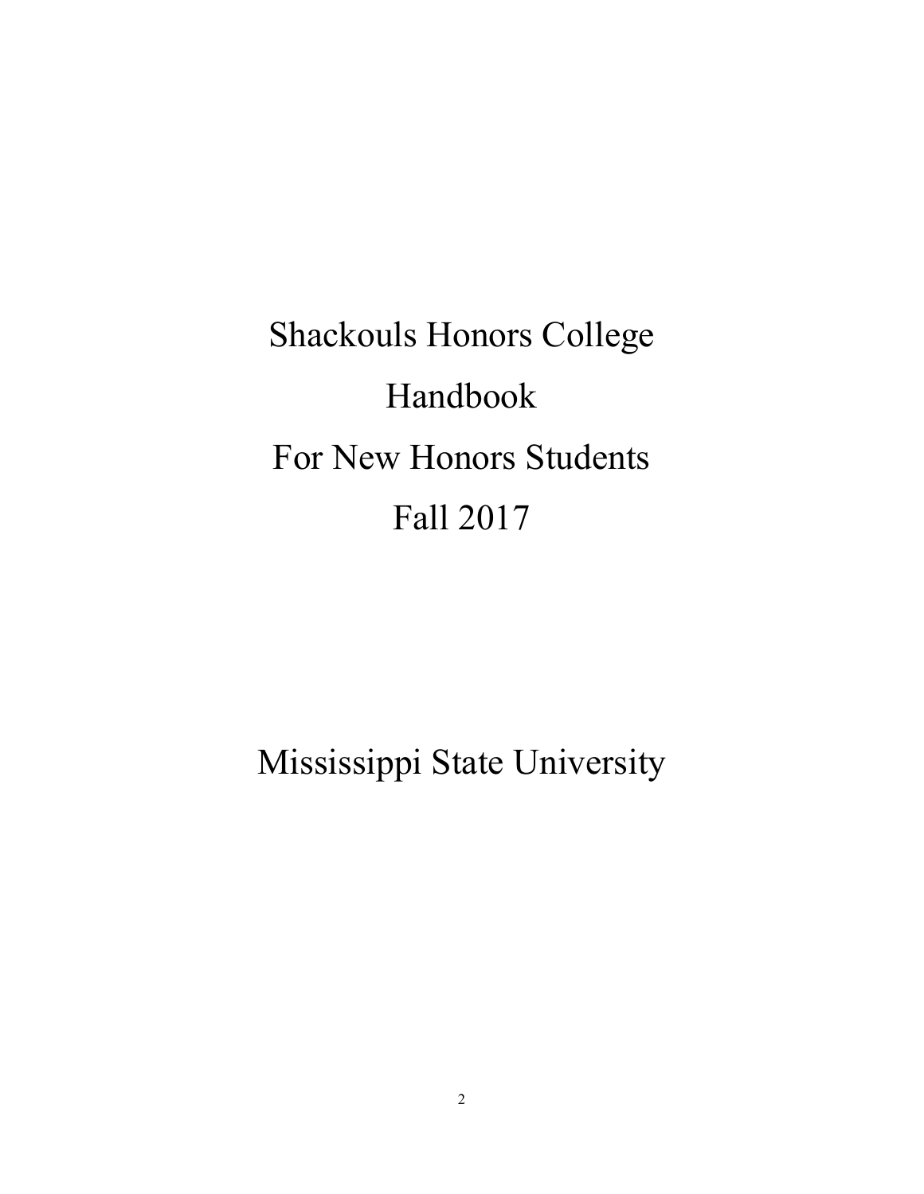# Shackouls Honors College Handbook For New Honors Students Fall 2017

## Mississippi State University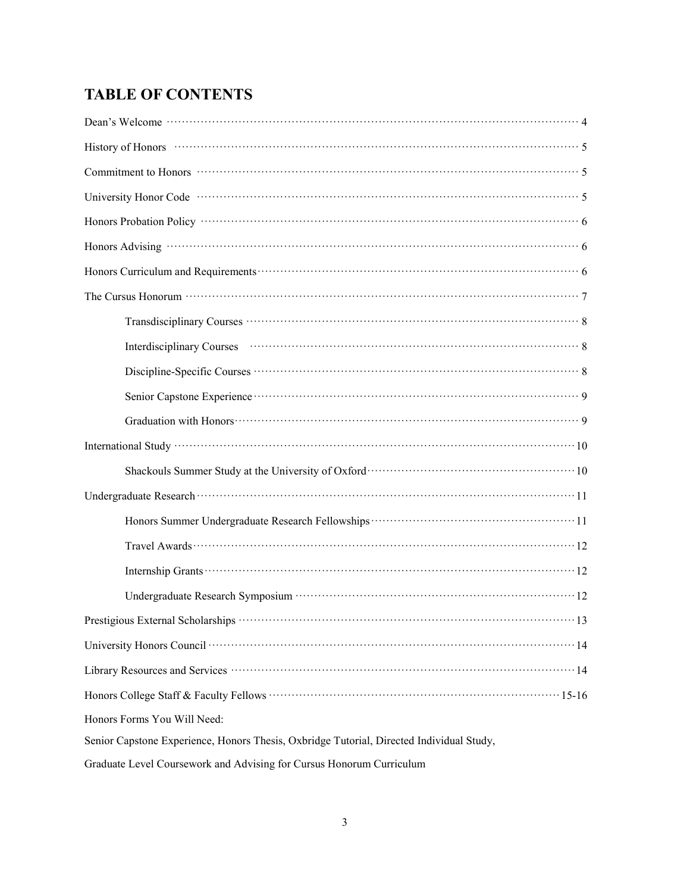## TABLE OF CONTENTS

- Dean's Welcome ........ 4
- History of Honors ........ 5
- Commitment to Honors ........ 5
- University Honor Code ........ 5
- Honors Probation Policy ........ 6
- Honors Advising ........ 6
- Honors Curriculum and Requirements ........ 6
- The Cursus Honorum ........ 7
    - Transdisciplinary Courses ........ 8
    - Interdisciplinary Courses ........ 8
    - Discipline-Specific Courses ........ 8
    - Senior Capstone Experience ........ 9
    - Graduation with Honors ........ 9
- International Study ........ 10
    - Shackouls Summer Study at the University of Oxford ........ 10
- Undergraduate Research ........ 11
    - Honors Summer Undergraduate Research Fellowships ........ 11
    - Travel Awards ........ 12
    - Internship Grants ........ 12
    - Undergraduate Research Symposium ........ 12
- Prestigious External Scholarships ........ 13
- University Honors Council ........ 14
- Library Resources and Services ........ 14
- Honors College Staff & Faculty Fellows ........ 15-16

Honors Forms You Will Need:

Senior Capstone Experience, Honors Thesis, Oxbridge Tutorial, Directed Individual Study,

Graduate Level Coursework and Advising for Cursus Honorum Curriculum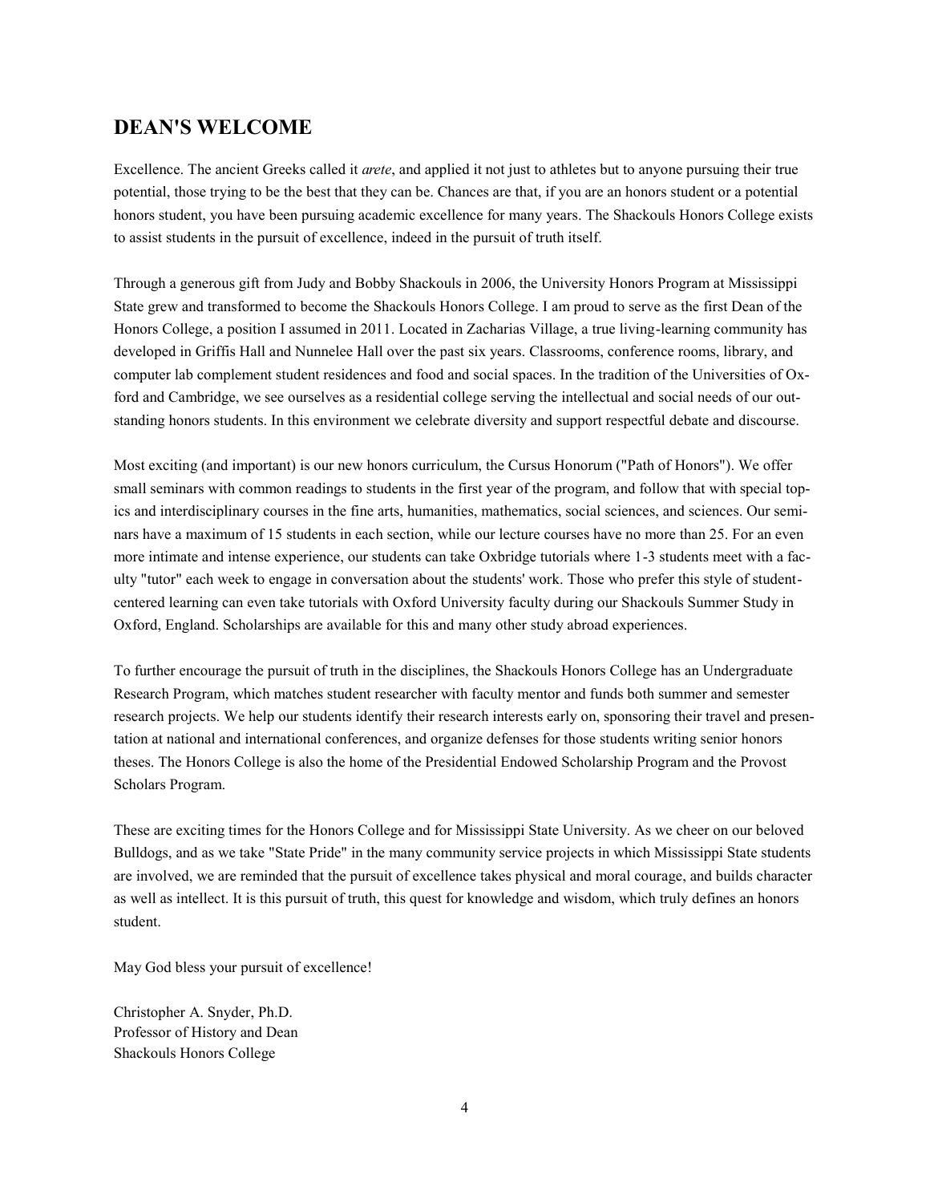## DEAN'S WELCOME

Excellence. The ancient Greeks called it *arete*, and applied it not just to athletes but to anyone pursuing their true potential, those trying to be the best that they can be. Chances are that, if you are an honors student or a potential honors student, you have been pursuing academic excellence for many years. The Shackouls Honors College exists to assist students in the pursuit of excellence, indeed in the pursuit of truth itself.

Through a generous gift from Judy and Bobby Shackouls in 2006, the University Honors Program at Mississippi State grew and transformed to become the Shackouls Honors College. I am proud to serve as the first Dean of the Honors College, a position I assumed in 2011. Located in Zacharias Village, a true living-learning community has developed in Griffis Hall and Nunnelee Hall over the past six years. Classrooms, conference rooms, library, and computer lab complement student residences and food and social spaces. In the tradition of the Universities of Oxford and Cambridge, we see ourselves as a residential college serving the intellectual and social needs of our outstanding honors students. In this environment we celebrate diversity and support respectful debate and discourse.

Most exciting (and important) is our new honors curriculum, the Cursus Honorum ("Path of Honors"). We offer small seminars with common readings to students in the first year of the program, and follow that with special topics and interdisciplinary courses in the fine arts, humanities, mathematics, social sciences, and sciences. Our seminars have a maximum of 15 students in each section, while our lecture courses have no more than 25. For an even more intimate and intense experience, our students can take Oxbridge tutorials where 1-3 students meet with a faculty "tutor" each week to engage in conversation about the students' work. Those who prefer this style of student-centered learning can even take tutorials with Oxford University faculty during our Shackouls Summer Study in Oxford, England. Scholarships are available for this and many other study abroad experiences.

To further encourage the pursuit of truth in the disciplines, the Shackouls Honors College has an Undergraduate Research Program, which matches student researcher with faculty mentor and funds both summer and semester research projects. We help our students identify their research interests early on, sponsoring their travel and presentation at national and international conferences, and organize defenses for those students writing senior honors theses. The Honors College is also the home of the Presidential Endowed Scholarship Program and the Provost Scholars Program.

These are exciting times for the Honors College and for Mississippi State University. As we cheer on our beloved Bulldogs, and as we take "State Pride" in the many community service projects in which Mississippi State students are involved, we are reminded that the pursuit of excellence takes physical and moral courage, and builds character as well as intellect. It is this pursuit of truth, this quest for knowledge and wisdom, which truly defines an honors student.

May God bless your pursuit of excellence!

Christopher A. Snyder, Ph.D.
Professor of History and Dean
Shackouls Honors College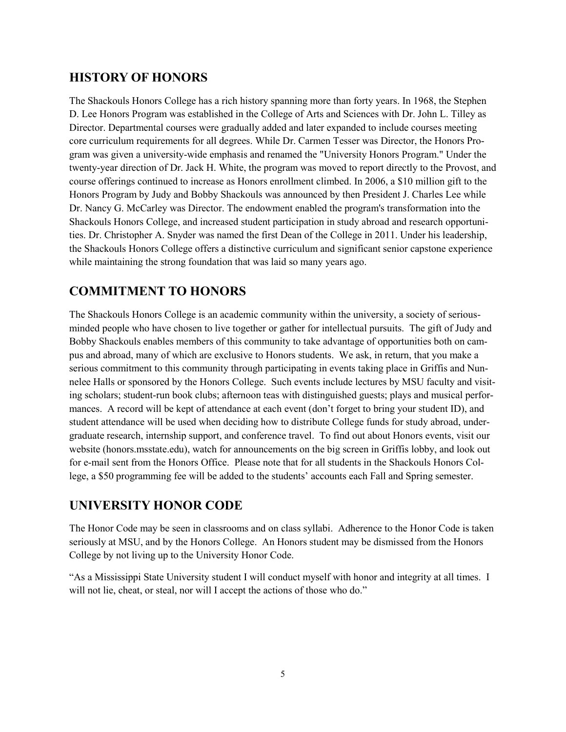## HISTORY OF HONORS

The Shackouls Honors College has a rich history spanning more than forty years. In 1968, the Stephen D. Lee Honors Program was established in the College of Arts and Sciences with Dr. John L. Tilley as Director. Departmental courses were gradually added and later expanded to include courses meeting core curriculum requirements for all degrees. While Dr. Carmen Tesser was Director, the Honors Program was given a university-wide emphasis and renamed the "University Honors Program." Under the twenty-year direction of Dr. Jack H. White, the program was moved to report directly to the Provost, and course offerings continued to increase as Honors enrollment climbed. In 2006, a $10 million gift to the Honors Program by Judy and Bobby Shackouls was announced by then President J. Charles Lee while Dr. Nancy G. McCarley was Director. The endowment enabled the program's transformation into the Shackouls Honors College, and increased student participation in study abroad and research opportunities. Dr. Christopher A. Snyder was named the first Dean of the College in 2011. Under his leadership, the Shackouls Honors College offers a distinctive curriculum and significant senior capstone experience while maintaining the strong foundation that was laid so many years ago.

## COMMITMENT TO HONORS

The Shackouls Honors College is an academic community within the university, a society of serious-minded people who have chosen to live together or gather for intellectual pursuits. The gift of Judy and Bobby Shackouls enables members of this community to take advantage of opportunities both on campus and abroad, many of which are exclusive to Honors students. We ask, in return, that you make a serious commitment to this community through participating in events taking place in Griffis and Nunnelee Halls or sponsored by the Honors College. Such events include lectures by MSU faculty and visiting scholars; student-run book clubs; afternoon teas with distinguished guests; plays and musical performances. A record will be kept of attendance at each event (don't forget to bring your student ID), and student attendance will be used when deciding how to distribute College funds for study abroad, undergraduate research, internship support, and conference travel. To find out about Honors events, visit our website (honors.msstate.edu), watch for announcements on the big screen in Griffis lobby, and look out for e-mail sent from the Honors Office. Please note that for all students in the Shackouls Honors College, a $50 programming fee will be added to the students' accounts each Fall and Spring semester.

## UNIVERSITY HONOR CODE

The Honor Code may be seen in classrooms and on class syllabi. Adherence to the Honor Code is taken seriously at MSU, and by the Honors College. An Honors student may be dismissed from the Honors College by not living up to the University Honor Code.

"As a Mississippi State University student I will conduct myself with honor and integrity at all times. I will not lie, cheat, or steal, nor will I accept the actions of those who do."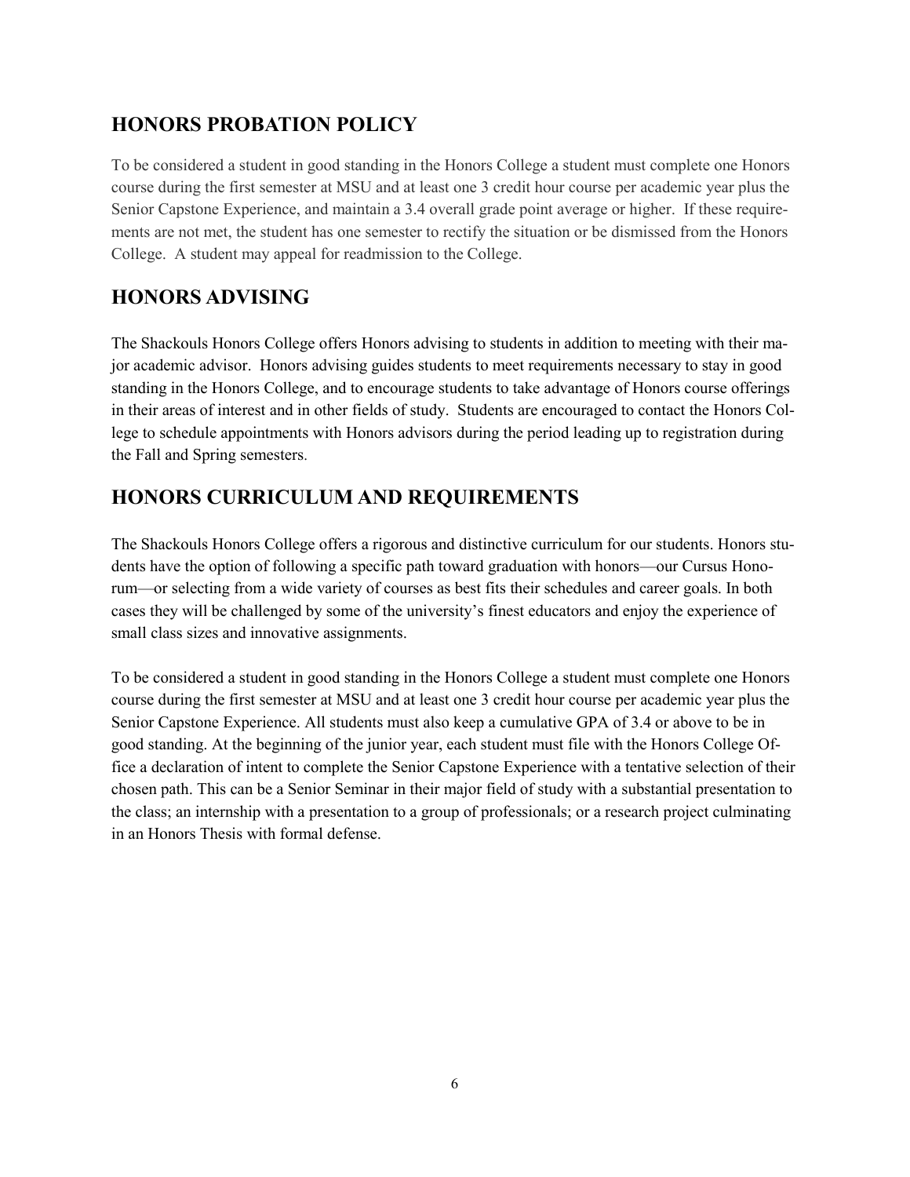## HONORS PROBATION POLICY

To be considered a student in good standing in the Honors College a student must complete one Honors course during the first semester at MSU and at least one 3 credit hour course per academic year plus the Senior Capstone Experience, and maintain a 3.4 overall grade point average or higher. If these requirements are not met, the student has one semester to rectify the situation or be dismissed from the Honors College. A student may appeal for readmission to the College.

## HONORS ADVISING

The Shackouls Honors College offers Honors advising to students in addition to meeting with their major academic advisor. Honors advising guides students to meet requirements necessary to stay in good standing in the Honors College, and to encourage students to take advantage of Honors course offerings in their areas of interest and in other fields of study. Students are encouraged to contact the Honors College to schedule appointments with Honors advisors during the period leading up to registration during the Fall and Spring semesters.

## HONORS CURRICULUM AND REQUIREMENTS

The Shackouls Honors College offers a rigorous and distinctive curriculum for our students. Honors students have the option of following a specific path toward graduation with honors—our Cursus Honorum—or selecting from a wide variety of courses as best fits their schedules and career goals. In both cases they will be challenged by some of the university's finest educators and enjoy the experience of small class sizes and innovative assignments.

To be considered a student in good standing in the Honors College a student must complete one Honors course during the first semester at MSU and at least one 3 credit hour course per academic year plus the Senior Capstone Experience. All students must also keep a cumulative GPA of 3.4 or above to be in good standing. At the beginning of the junior year, each student must file with the Honors College Office a declaration of intent to complete the Senior Capstone Experience with a tentative selection of their chosen path. This can be a Senior Seminar in their major field of study with a substantial presentation to the class; an internship with a presentation to a group of professionals; or a research project culminating in an Honors Thesis with formal defense.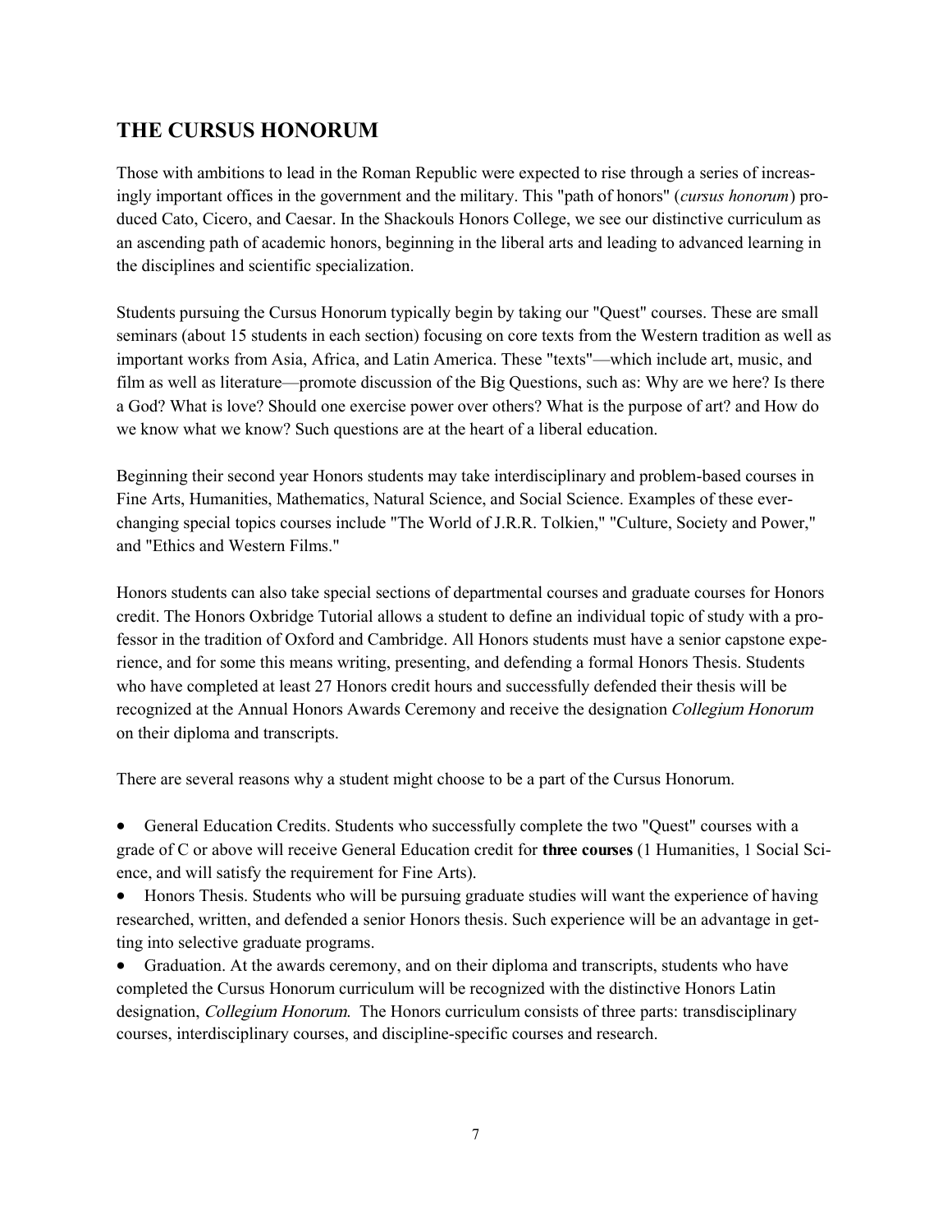## THE CURSUS HONORUM

Those with ambitions to lead in the Roman Republic were expected to rise through a series of increasingly important offices in the government and the military. This "path of honors" (*cursus honorum*) produced Cato, Cicero, and Caesar. In the Shackouls Honors College, we see our distinctive curriculum as an ascending path of academic honors, beginning in the liberal arts and leading to advanced learning in the disciplines and scientific specialization.

Students pursuing the Cursus Honorum typically begin by taking our "Quest" courses. These are small seminars (about 15 students in each section) focusing on core texts from the Western tradition as well as important works from Asia, Africa, and Latin America. These "texts"—which include art, music, and film as well as literature—promote discussion of the Big Questions, such as: Why are we here? Is there a God? What is love? Should one exercise power over others? What is the purpose of art? and How do we know what we know? Such questions are at the heart of a liberal education.

Beginning their second year Honors students may take interdisciplinary and problem-based courses in Fine Arts, Humanities, Mathematics, Natural Science, and Social Science. Examples of these ever-changing special topics courses include "The World of J.R.R. Tolkien," "Culture, Society and Power," and "Ethics and Western Films."

Honors students can also take special sections of departmental courses and graduate courses for Honors credit. The Honors Oxbridge Tutorial allows a student to define an individual topic of study with a professor in the tradition of Oxford and Cambridge. All Honors students must have a senior capstone experience, and for some this means writing, presenting, and defending a formal Honors Thesis. Students who have completed at least 27 Honors credit hours and successfully defended their thesis will be recognized at the Annual Honors Awards Ceremony and receive the designation *Collegium Honorum* on their diploma and transcripts.

There are several reasons why a student might choose to be a part of the Cursus Honorum.

- General Education Credits. Students who successfully complete the two "Quest" courses with a grade of C or above will receive General Education credit for **three courses** (1 Humanities, 1 Social Science, and will satisfy the requirement for Fine Arts).
- Honors Thesis. Students who will be pursuing graduate studies will want the experience of having researched, written, and defended a senior Honors thesis. Such experience will be an advantage in getting into selective graduate programs.
- Graduation. At the awards ceremony, and on their diploma and transcripts, students who have completed the Cursus Honorum curriculum will be recognized with the distinctive Honors Latin designation, *Collegium Honorum*. The Honors curriculum consists of three parts: transdisciplinary courses, interdisciplinary courses, and discipline-specific courses and research.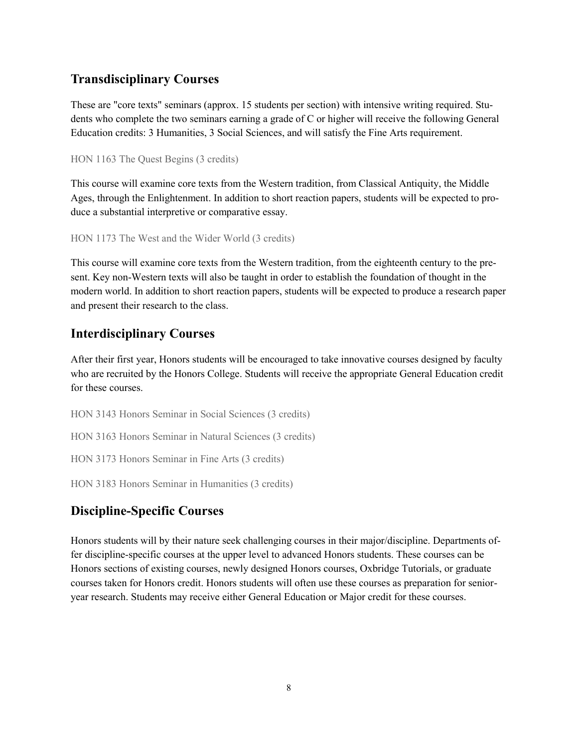## Transdisciplinary Courses

These are "core texts" seminars (approx. 15 students per section) with intensive writing required. Students who complete the two seminars earning a grade of C or higher will receive the following General Education credits: 3 Humanities, 3 Social Sciences, and will satisfy the Fine Arts requirement.

HON 1163 The Quest Begins (3 credits)

This course will examine core texts from the Western tradition, from Classical Antiquity, the Middle Ages, through the Enlightenment. In addition to short reaction papers, students will be expected to produce a substantial interpretive or comparative essay.

HON 1173 The West and the Wider World (3 credits)

This course will examine core texts from the Western tradition, from the eighteenth century to the present. Key non-Western texts will also be taught in order to establish the foundation of thought in the modern world. In addition to short reaction papers, students will be expected to produce a research paper and present their research to the class.

## Interdisciplinary Courses

After their first year, Honors students will be encouraged to take innovative courses designed by faculty who are recruited by the Honors College. Students will receive the appropriate General Education credit for these courses.

HON 3143 Honors Seminar in Social Sciences (3 credits)

HON 3163 Honors Seminar in Natural Sciences (3 credits)

HON 3173 Honors Seminar in Fine Arts (3 credits)

HON 3183 Honors Seminar in Humanities (3 credits)

## Discipline-Specific Courses

Honors students will by their nature seek challenging courses in their major/discipline. Departments offer discipline-specific courses at the upper level to advanced Honors students. These courses can be Honors sections of existing courses, newly designed Honors courses, Oxbridge Tutorials, or graduate courses taken for Honors credit. Honors students will often use these courses as preparation for senior-year research. Students may receive either General Education or Major credit for these courses.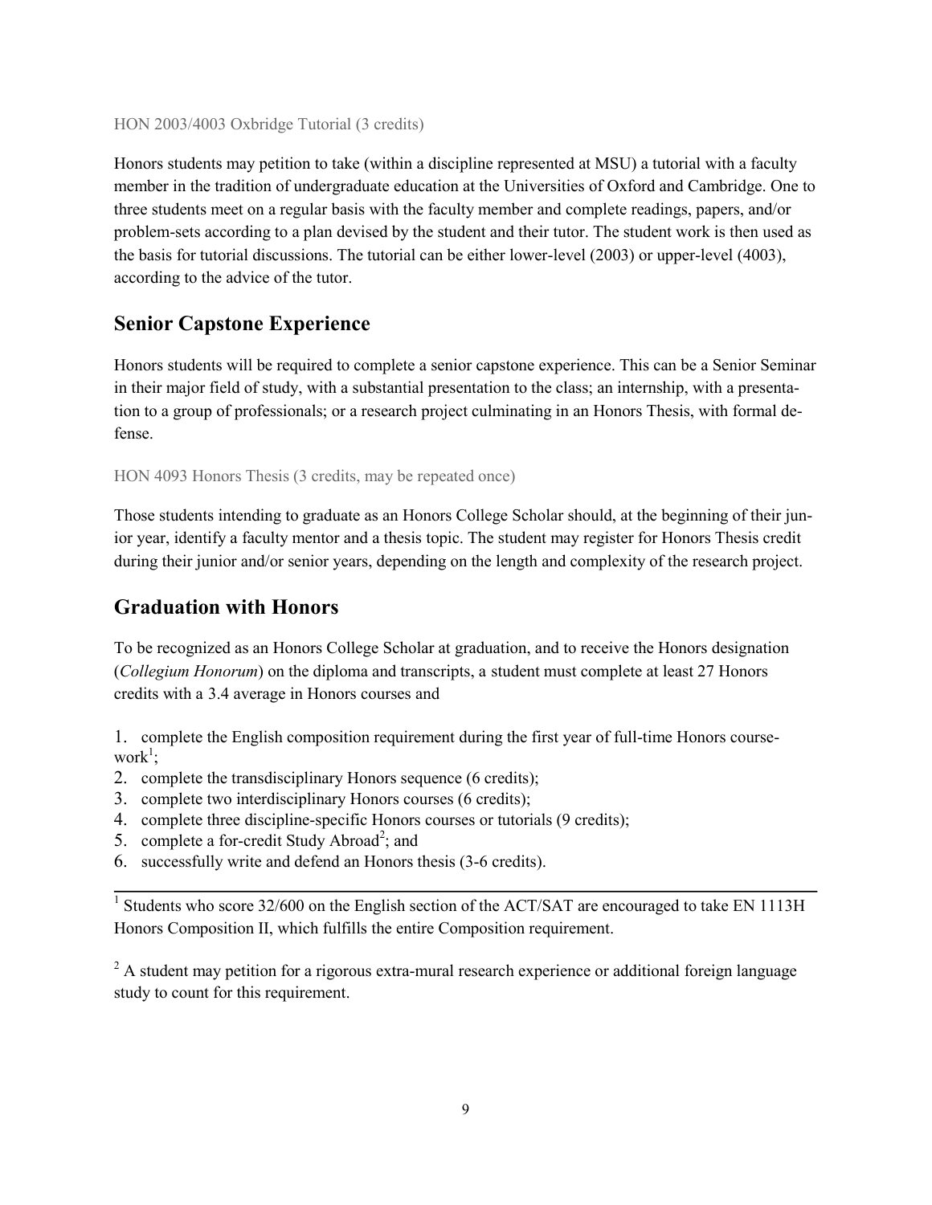HON 2003/4003 Oxbridge Tutorial (3 credits)

Honors students may petition to take (within a discipline represented at MSU) a tutorial with a faculty member in the tradition of undergraduate education at the Universities of Oxford and Cambridge. One to three students meet on a regular basis with the faculty member and complete readings, papers, and/or problem-sets according to a plan devised by the student and their tutor. The student work is then used as the basis for tutorial discussions. The tutorial can be either lower-level (2003) or upper-level (4003), according to the advice of the tutor.

## Senior Capstone Experience

Honors students will be required to complete a senior capstone experience. This can be a Senior Seminar in their major field of study, with a substantial presentation to the class; an internship, with a presentation to a group of professionals; or a research project culminating in an Honors Thesis, with formal defense.

HON 4093 Honors Thesis (3 credits, may be repeated once)

Those students intending to graduate as an Honors College Scholar should, at the beginning of their junior year, identify a faculty mentor and a thesis topic. The student may register for Honors Thesis credit during their junior and/or senior years, depending on the length and complexity of the research project.

## Graduation with Honors

To be recognized as an Honors College Scholar at graduation, and to receive the Honors designation (*Collegium Honorum*) on the diploma and transcripts, a student must complete at least 27 Honors credits with a 3.4 average in Honors courses and

1. complete the English composition requirement during the first year of full-time Honors coursework[1];
2. complete the transdisciplinary Honors sequence (6 credits);
3. complete two interdisciplinary Honors courses (6 credits);
4. complete three discipline-specific Honors courses or tutorials (9 credits);
5. complete a for-credit Study Abroad[2]; and
6. successfully write and defend an Honors thesis (3-6 credits).

---

[1] Students who score 32/600 on the English section of the ACT/SAT are encouraged to take EN 1113H Honors Composition II, which fulfills the entire Composition requirement.

[2] A student may petition for a rigorous extra-mural research experience or additional foreign language study to count for this requirement.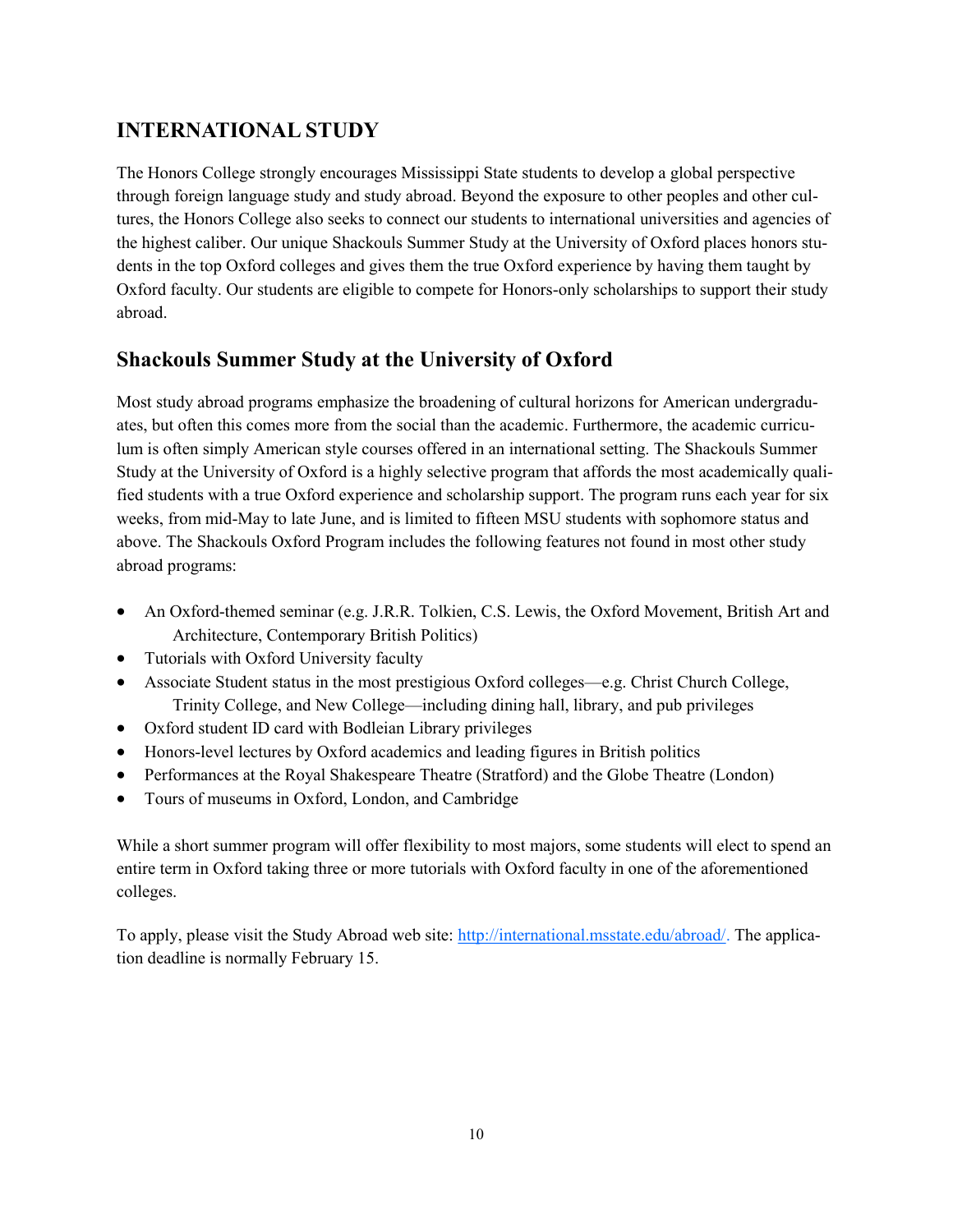## INTERNATIONAL STUDY

The Honors College strongly encourages Mississippi State students to develop a global perspective through foreign language study and study abroad. Beyond the exposure to other peoples and other cultures, the Honors College also seeks to connect our students to international universities and agencies of the highest caliber. Our unique Shackouls Summer Study at the University of Oxford places honors students in the top Oxford colleges and gives them the true Oxford experience by having them taught by Oxford faculty. Our students are eligible to compete for Honors-only scholarships to support their study abroad.

### Shackouls Summer Study at the University of Oxford

Most study abroad programs emphasize the broadening of cultural horizons for American undergraduates, but often this comes more from the social than the academic. Furthermore, the academic curriculum is often simply American style courses offered in an international setting. The Shackouls Summer Study at the University of Oxford is a highly selective program that affords the most academically qualified students with a true Oxford experience and scholarship support. The program runs each year for six weeks, from mid-May to late June, and is limited to fifteen MSU students with sophomore status and above. The Shackouls Oxford Program includes the following features not found in most other study abroad programs:

- An Oxford-themed seminar (e.g. J.R.R. Tolkien, C.S. Lewis, the Oxford Movement, British Art and Architecture, Contemporary British Politics)
- Tutorials with Oxford University faculty
- Associate Student status in the most prestigious Oxford colleges—e.g. Christ Church College, Trinity College, and New College—including dining hall, library, and pub privileges
- Oxford student ID card with Bodleian Library privileges
- Honors-level lectures by Oxford academics and leading figures in British politics
- Performances at the Royal Shakespeare Theatre (Stratford) and the Globe Theatre (London)
- Tours of museums in Oxford, London, and Cambridge

While a short summer program will offer flexibility to most majors, some students will elect to spend an entire term in Oxford taking three or more tutorials with Oxford faculty in one of the aforementioned colleges.

To apply, please visit the Study Abroad web site: [http://international.msstate.edu/abroad/](http://international.msstate.edu/abroad/). The application deadline is normally February 15.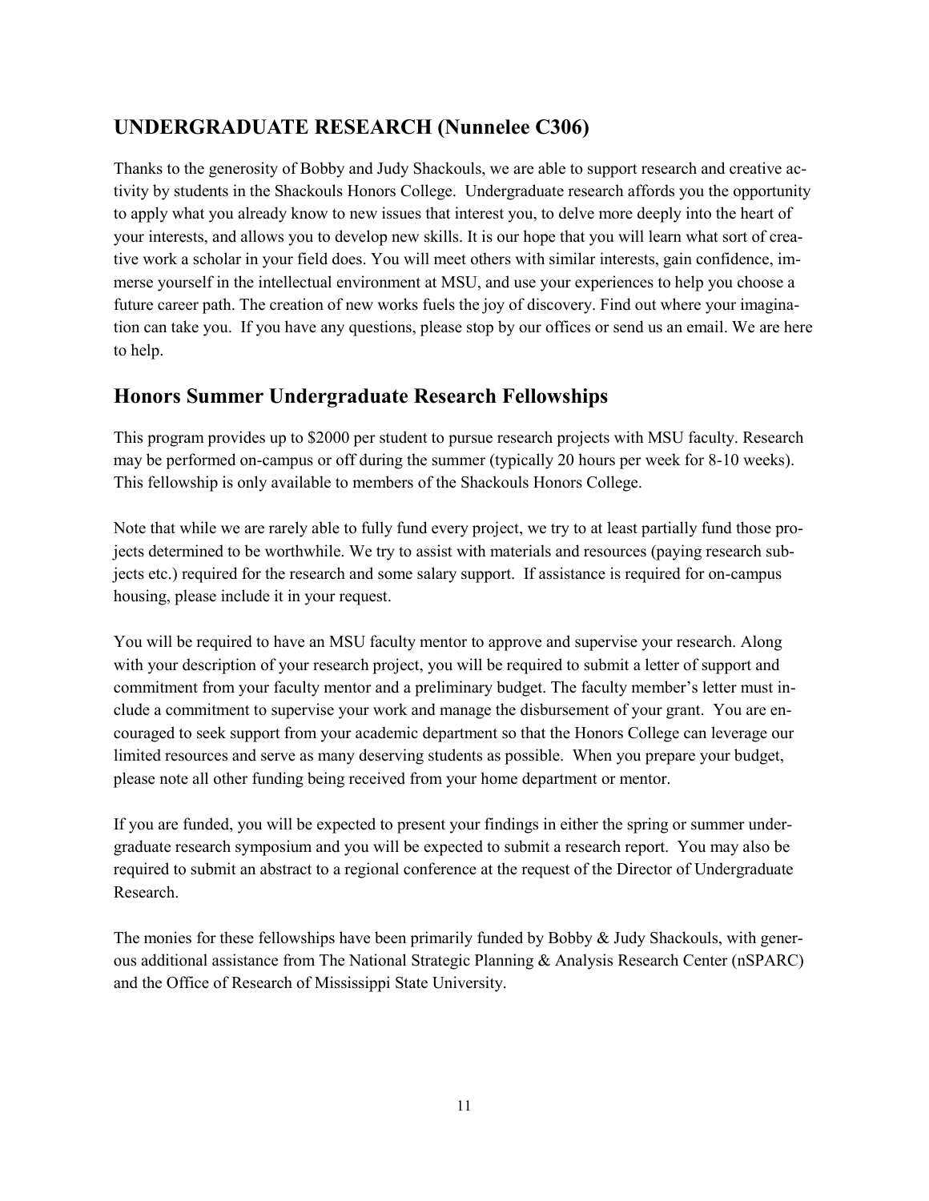## UNDERGRADUATE RESEARCH (Nunnelee C306)

Thanks to the generosity of Bobby and Judy Shackouls, we are able to support research and creative activity by students in the Shackouls Honors College. Undergraduate research affords you the opportunity to apply what you already know to new issues that interest you, to delve more deeply into the heart of your interests, and allows you to develop new skills. It is our hope that you will learn what sort of creative work a scholar in your field does. You will meet others with similar interests, gain confidence, immerse yourself in the intellectual environment at MSU, and use your experiences to help you choose a future career path. The creation of new works fuels the joy of discovery. Find out where your imagination can take you. If you have any questions, please stop by our offices or send us an email. We are here to help.

## Honors Summer Undergraduate Research Fellowships

This program provides up to $2000 per student to pursue research projects with MSU faculty. Research may be performed on-campus or off during the summer (typically 20 hours per week for 8-10 weeks). This fellowship is only available to members of the Shackouls Honors College.

Note that while we are rarely able to fully fund every project, we try to at least partially fund those projects determined to be worthwhile. We try to assist with materials and resources (paying research subjects etc.) required for the research and some salary support. If assistance is required for on-campus housing, please include it in your request.

You will be required to have an MSU faculty mentor to approve and supervise your research. Along with your description of your research project, you will be required to submit a letter of support and commitment from your faculty mentor and a preliminary budget. The faculty member's letter must include a commitment to supervise your work and manage the disbursement of your grant. You are encouraged to seek support from your academic department so that the Honors College can leverage our limited resources and serve as many deserving students as possible. When you prepare your budget, please note all other funding being received from your home department or mentor.

If you are funded, you will be expected to present your findings in either the spring or summer undergraduate research symposium and you will be expected to submit a research report. You may also be required to submit an abstract to a regional conference at the request of the Director of Undergraduate Research.

The monies for these fellowships have been primarily funded by Bobby & Judy Shackouls, with generous additional assistance from The National Strategic Planning & Analysis Research Center (nSPARC) and the Office of Research of Mississippi State University.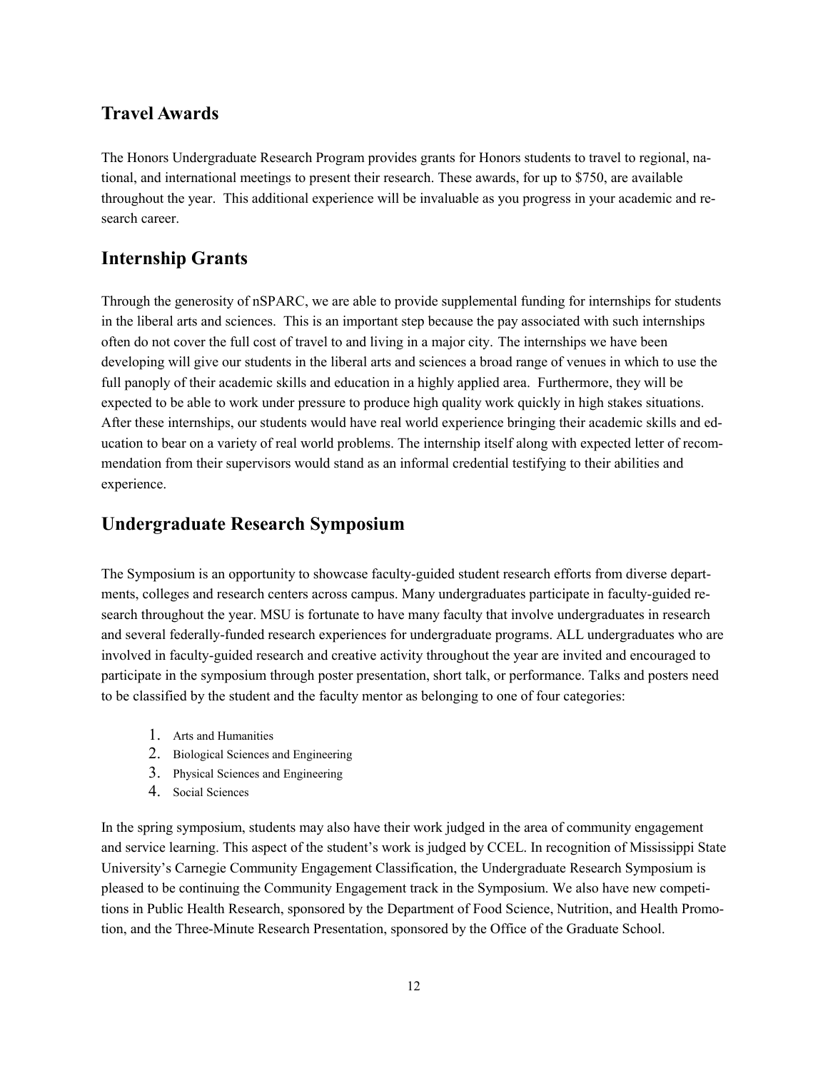## Travel Awards

The Honors Undergraduate Research Program provides grants for Honors students to travel to regional, national, and international meetings to present their research. These awards, for up to $750, are available throughout the year. This additional experience will be invaluable as you progress in your academic and research career.

## Internship Grants

Through the generosity of nSPARC, we are able to provide supplemental funding for internships for students in the liberal arts and sciences. This is an important step because the pay associated with such internships often do not cover the full cost of travel to and living in a major city. The internships we have been developing will give our students in the liberal arts and sciences a broad range of venues in which to use the full panoply of their academic skills and education in a highly applied area. Furthermore, they will be expected to be able to work under pressure to produce high quality work quickly in high stakes situations. After these internships, our students would have real world experience bringing their academic skills and education to bear on a variety of real world problems. The internship itself along with expected letter of recommendation from their supervisors would stand as an informal credential testifying to their abilities and experience.

## Undergraduate Research Symposium

The Symposium is an opportunity to showcase faculty-guided student research efforts from diverse departments, colleges and research centers across campus. Many undergraduates participate in faculty-guided research throughout the year. MSU is fortunate to have many faculty that involve undergraduates in research and several federally-funded research experiences for undergraduate programs. ALL undergraduates who are involved in faculty-guided research and creative activity throughout the year are invited and encouraged to participate in the symposium through poster presentation, short talk, or performance. Talks and posters need to be classified by the student and the faculty mentor as belonging to one of four categories:

1. Arts and Humanities
2. Biological Sciences and Engineering
3. Physical Sciences and Engineering
4. Social Sciences

In the spring symposium, students may also have their work judged in the area of community engagement and service learning. This aspect of the student's work is judged by CCEL. In recognition of Mississippi State University's Carnegie Community Engagement Classification, the Undergraduate Research Symposium is pleased to be continuing the Community Engagement track in the Symposium. We also have new competitions in Public Health Research, sponsored by the Department of Food Science, Nutrition, and Health Promotion, and the Three-Minute Research Presentation, sponsored by the Office of the Graduate School.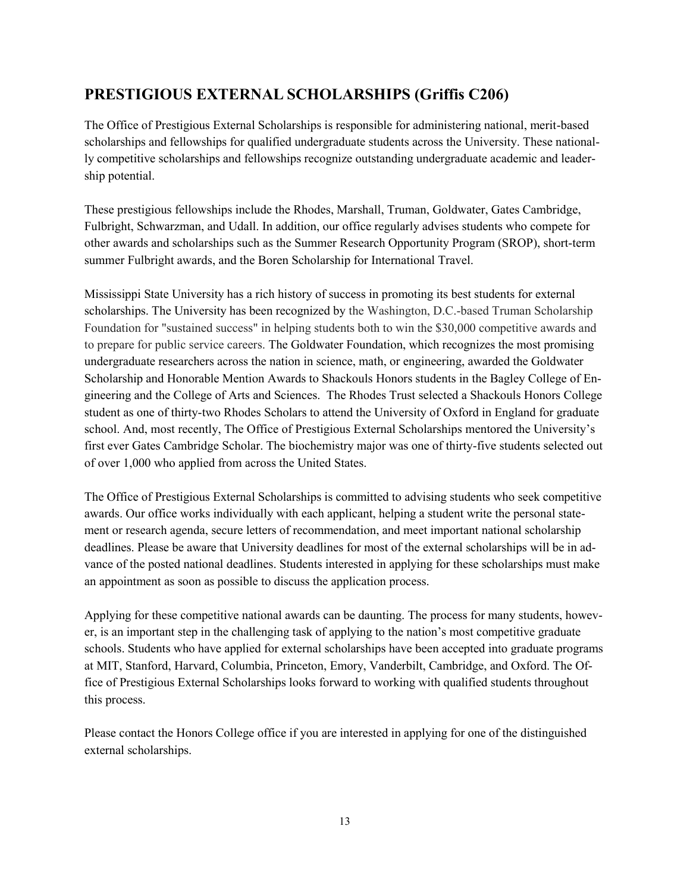## PRESTIGIOUS EXTERNAL SCHOLARSHIPS (Griffis C206)

The Office of Prestigious External Scholarships is responsible for administering national, merit-based scholarships and fellowships for qualified undergraduate students across the University. These nationally competitive scholarships and fellowships recognize outstanding undergraduate academic and leadership potential.

These prestigious fellowships include the Rhodes, Marshall, Truman, Goldwater, Gates Cambridge, Fulbright, Schwarzman, and Udall. In addition, our office regularly advises students who compete for other awards and scholarships such as the Summer Research Opportunity Program (SROP), short-term summer Fulbright awards, and the Boren Scholarship for International Travel.

Mississippi State University has a rich history of success in promoting its best students for external scholarships. The University has been recognized by the Washington, D.C.-based Truman Scholarship Foundation for "sustained success" in helping students both to win the $30,000 competitive awards and to prepare for public service careers. The Goldwater Foundation, which recognizes the most promising undergraduate researchers across the nation in science, math, or engineering, awarded the Goldwater Scholarship and Honorable Mention Awards to Shackouls Honors students in the Bagley College of Engineering and the College of Arts and Sciences. The Rhodes Trust selected a Shackouls Honors College student as one of thirty-two Rhodes Scholars to attend the University of Oxford in England for graduate school. And, most recently, The Office of Prestigious External Scholarships mentored the University's first ever Gates Cambridge Scholar. The biochemistry major was one of thirty-five students selected out of over 1,000 who applied from across the United States.

The Office of Prestigious External Scholarships is committed to advising students who seek competitive awards. Our office works individually with each applicant, helping a student write the personal statement or research agenda, secure letters of recommendation, and meet important national scholarship deadlines. Please be aware that University deadlines for most of the external scholarships will be in advance of the posted national deadlines. Students interested in applying for these scholarships must make an appointment as soon as possible to discuss the application process.

Applying for these competitive national awards can be daunting. The process for many students, however, is an important step in the challenging task of applying to the nation's most competitive graduate schools. Students who have applied for external scholarships have been accepted into graduate programs at MIT, Stanford, Harvard, Columbia, Princeton, Emory, Vanderbilt, Cambridge, and Oxford. The Office of Prestigious External Scholarships looks forward to working with qualified students throughout this process.

Please contact the Honors College office if you are interested in applying for one of the distinguished external scholarships.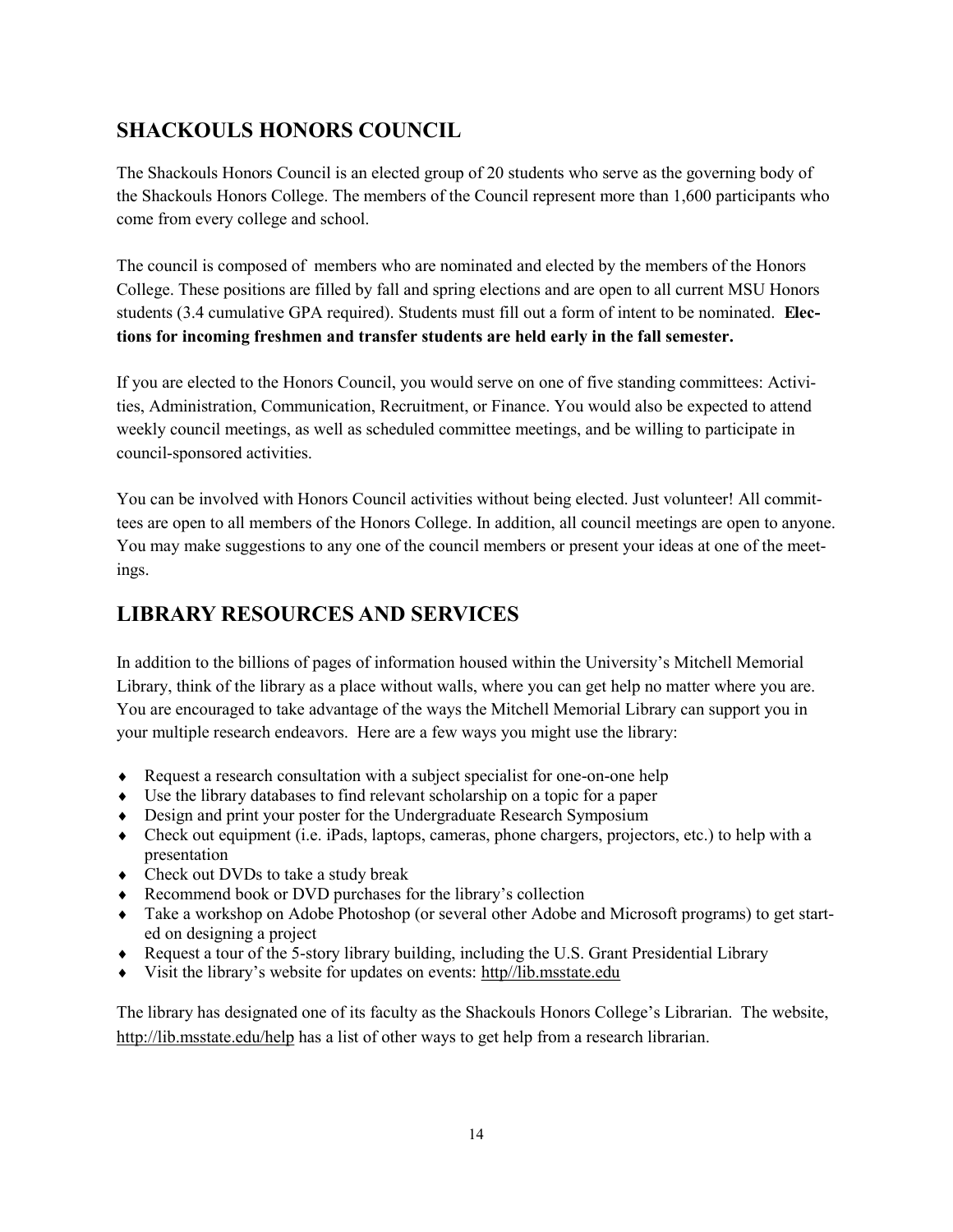## SHACKOULS HONORS COUNCIL

The Shackouls Honors Council is an elected group of 20 students who serve as the governing body of the Shackouls Honors College. The members of the Council represent more than 1,600 participants who come from every college and school.

The council is composed of members who are nominated and elected by the members of the Honors College. These positions are filled by fall and spring elections and are open to all current MSU Honors students (3.4 cumulative GPA required). Students must fill out a form of intent to be nominated. **Elections for incoming freshmen and transfer students are held early in the fall semester.**

If you are elected to the Honors Council, you would serve on one of five standing committees: Activities, Administration, Communication, Recruitment, or Finance. You would also be expected to attend weekly council meetings, as well as scheduled committee meetings, and be willing to participate in council-sponsored activities.

You can be involved with Honors Council activities without being elected. Just volunteer! All committees are open to all members of the Honors College. In addition, all council meetings are open to anyone. You may make suggestions to any one of the council members or present your ideas at one of the meetings.

## LIBRARY RESOURCES AND SERVICES

In addition to the billions of pages of information housed within the University's Mitchell Memorial Library, think of the library as a place without walls, where you can get help no matter where you are. You are encouraged to take advantage of the ways the Mitchell Memorial Library can support you in your multiple research endeavors. Here are a few ways you might use the library:

- Request a research consultation with a subject specialist for one-on-one help
- Use the library databases to find relevant scholarship on a topic for a paper
- Design and print your poster for the Undergraduate Research Symposium
- Check out equipment (i.e. iPads, laptops, cameras, phone chargers, projectors, etc.) to help with a presentation
- Check out DVDs to take a study break
- Recommend book or DVD purchases for the library's collection
- Take a workshop on Adobe Photoshop (or several other Adobe and Microsoft programs) to get started on designing a project
- Request a tour of the 5-story library building, including the U.S. Grant Presidential Library
- Visit the library's website for updates on events: http//lib.msstate.edu

The library has designated one of its faculty as the Shackouls Honors College's Librarian. The website, http://lib.msstate.edu/help has a list of other ways to get help from a research librarian.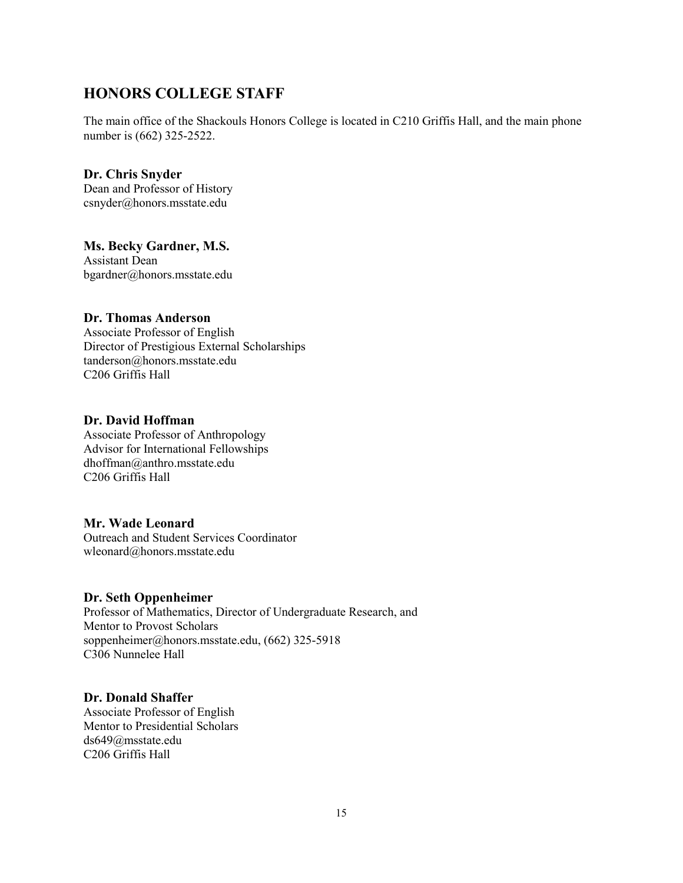## HONORS COLLEGE STAFF

The main office of the Shackouls Honors College is located in C210 Griffis Hall, and the main phone number is (662) 325-2522.

**Dr. Chris Snyder**
Dean and Professor of History
csnyder@honors.msstate.edu

**Ms. Becky Gardner, M.S.**
Assistant Dean
bgardner@honors.msstate.edu

**Dr. Thomas Anderson**
Associate Professor of English
Director of Prestigious External Scholarships
tanderson@honors.msstate.edu
C206 Griffis Hall

**Dr. David Hoffman**
Associate Professor of Anthropology
Advisor for International Fellowships
dhoffman@anthro.msstate.edu
C206 Griffis Hall

**Mr. Wade Leonard**
Outreach and Student Services Coordinator
wleonard@honors.msstate.edu

**Dr. Seth Oppenheimer**
Professor of Mathematics, Director of Undergraduate Research, and Mentor to Provost Scholars
soppenheimer@honors.msstate.edu, (662) 325-5918
C306 Nunnelee Hall

**Dr. Donald Shaffer**
Associate Professor of English
Mentor to Presidential Scholars
ds649@msstate.edu
C206 Griffis Hall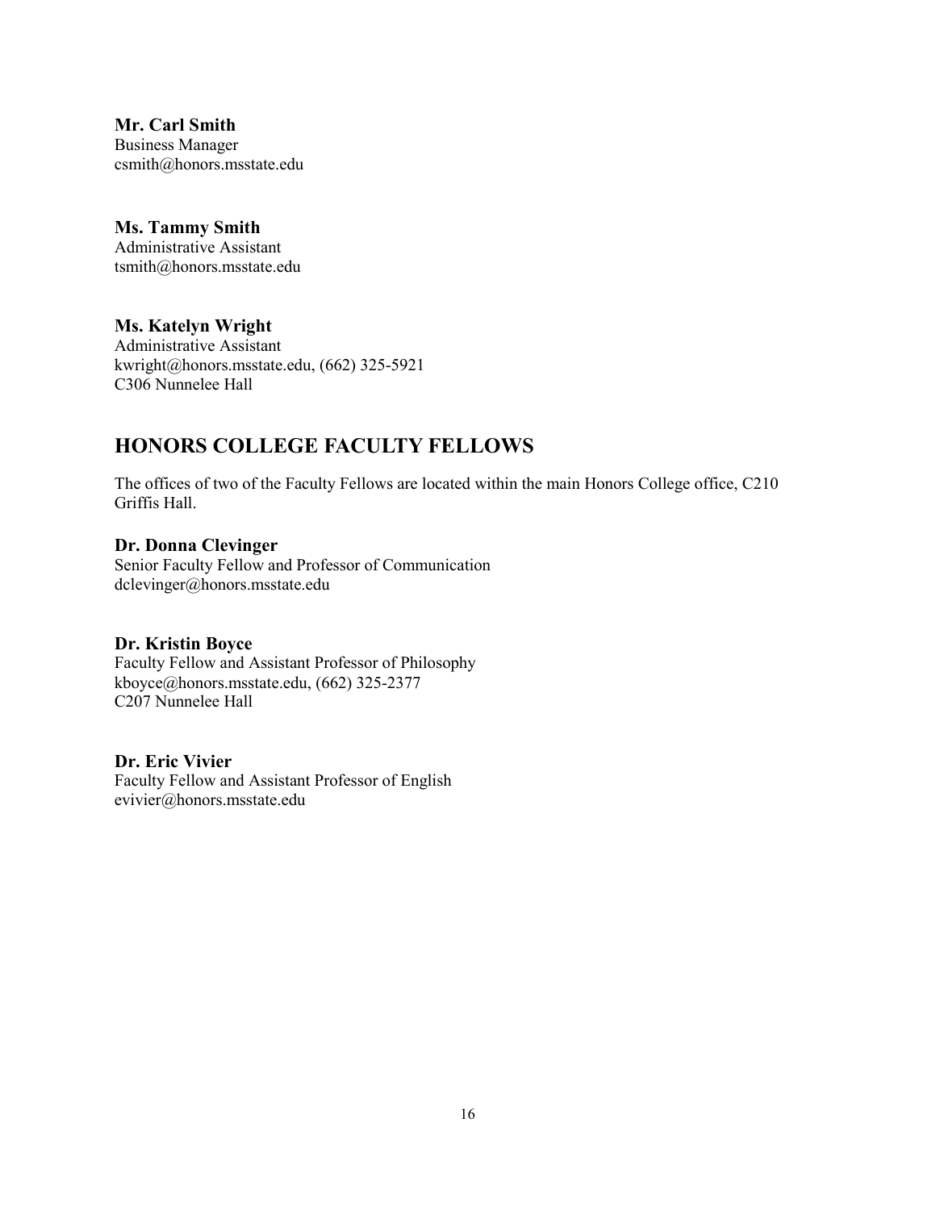**Mr. Carl Smith**
Business Manager
csmith@honors.msstate.edu

**Ms. Tammy Smith**
Administrative Assistant
tsmith@honors.msstate.edu

**Ms. Katelyn Wright**
Administrative Assistant
kwright@honors.msstate.edu, (662) 325-5921
C306 Nunnelee Hall

## HONORS COLLEGE FACULTY FELLOWS

The offices of two of the Faculty Fellows are located within the main Honors College office, C210 Griffis Hall.

**Dr. Donna Clevinger**
Senior Faculty Fellow and Professor of Communication
dclevinger@honors.msstate.edu

**Dr. Kristin Boyce**
Faculty Fellow and Assistant Professor of Philosophy
kboyce@honors.msstate.edu, (662) 325-2377
C207 Nunnelee Hall

**Dr. Eric Vivier**
Faculty Fellow and Assistant Professor of English
evivier@honors.msstate.edu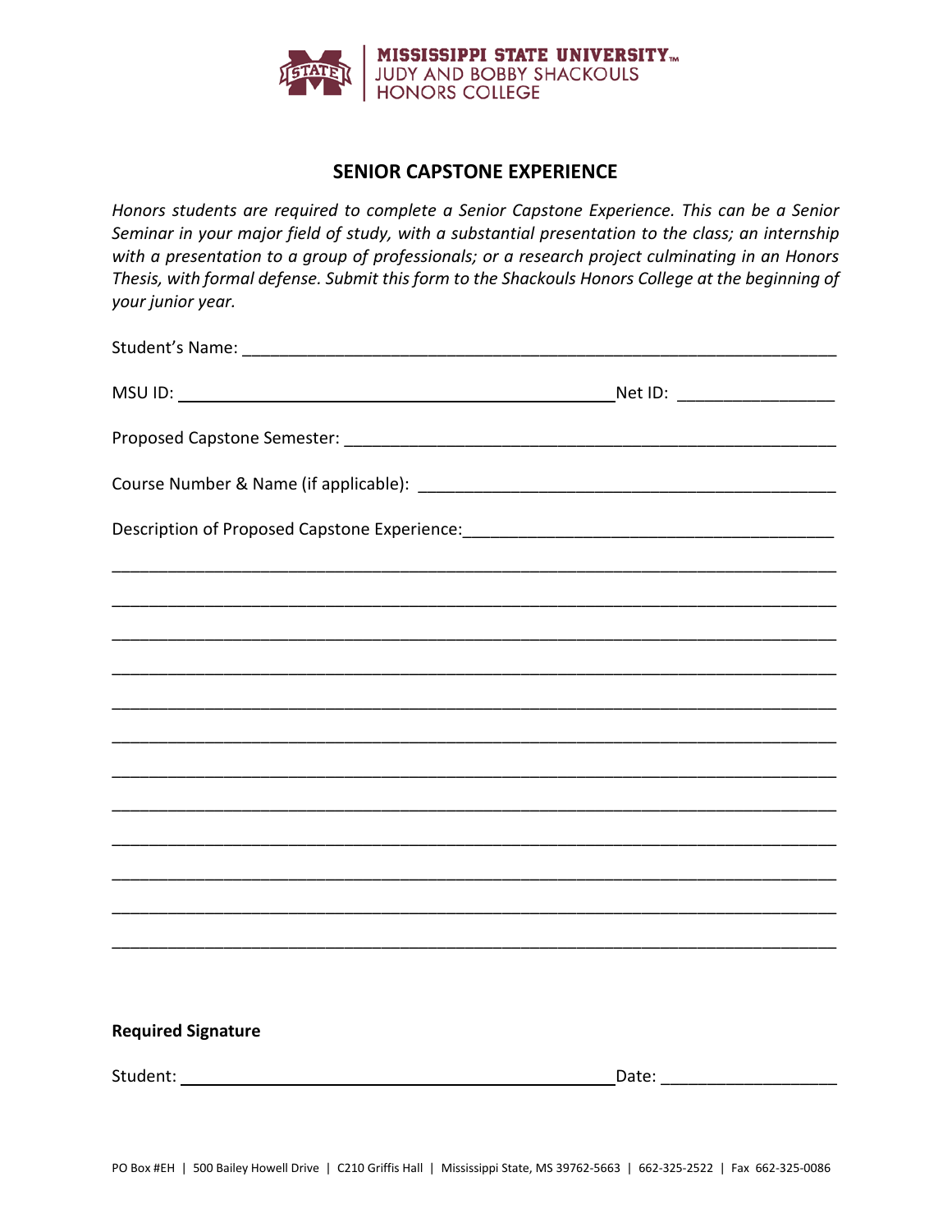MISSISSIPPI STATE UNIVERSITY™
JUDY AND BOBBY SHACKOULS
HONORS COLLEGE

## SENIOR CAPSTONE EXPERIENCE

*Honors students are required to complete a Senior Capstone Experience. This can be a Senior Seminar in your major field of study, with a substantial presentation to the class; an internship with a presentation to a group of professionals; or a research project culminating in an Honors Thesis, with formal defense. Submit this form to the Shackouls Honors College at the beginning of your junior year.*

Student's Name: ______________________________________________________________

MSU ID: ______________________________________________ Net ID: ________________

Proposed Capstone Semester: ___________________________________________________

Course Number & Name (if applicable): ____________________________________________

Description of Proposed Capstone Experience: ______________________________________

_____________________________________________________________________________

_____________________________________________________________________________

_____________________________________________________________________________

_____________________________________________________________________________

_____________________________________________________________________________

_____________________________________________________________________________

_____________________________________________________________________________

_____________________________________________________________________________

_____________________________________________________________________________

_____________________________________________________________________________

_____________________________________________________________________________

_____________________________________________________________________________

**Required Signature**

Student: ______________________________________________ Date: __________________

PO Box #EH | 500 Bailey Howell Drive | C210 Griffis Hall | Mississippi State, MS 39762-5663 | 662-325-2522 | Fax 662-325-0086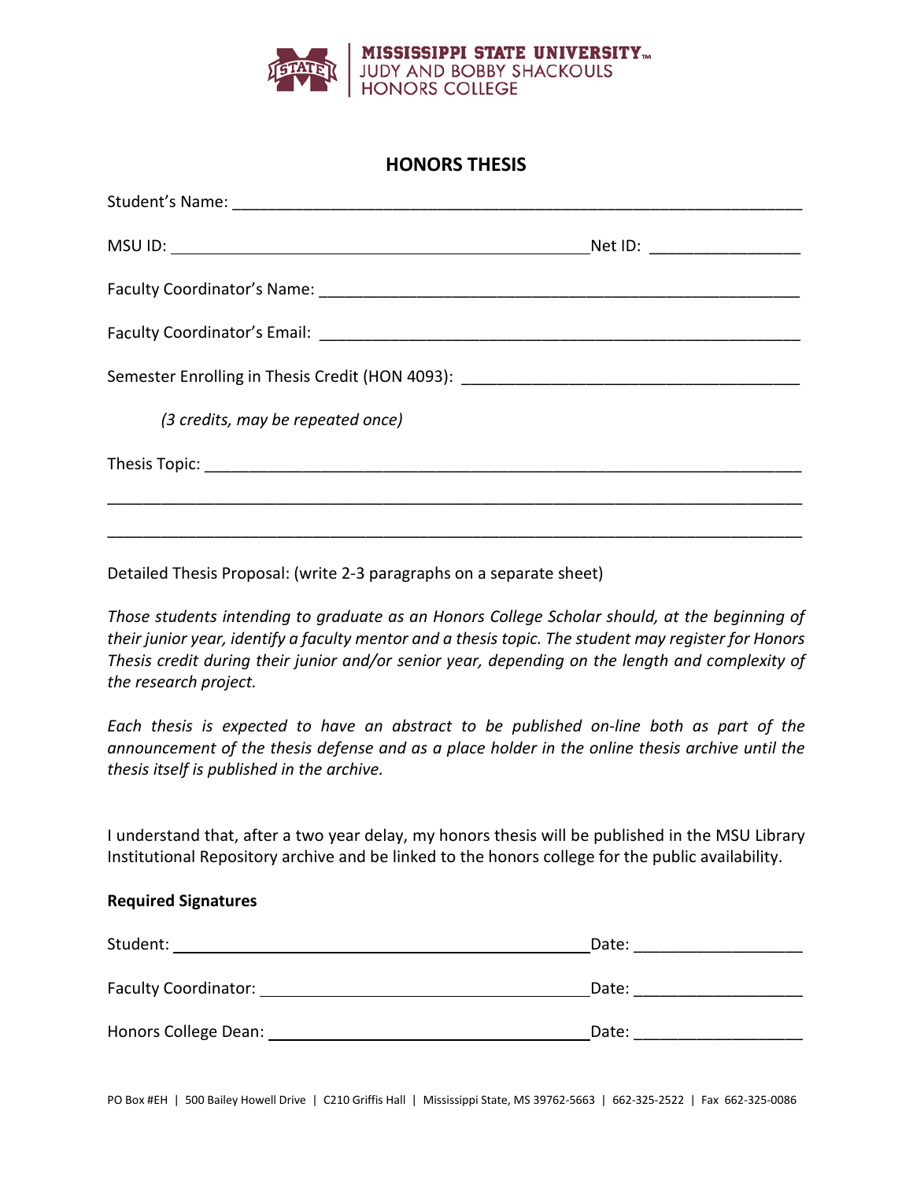MISSISSIPPI STATE UNIVERSITY™
JUDY AND BOBBY SHACKOULS
HONORS COLLEGE

# HONORS THESIS

Student's Name: ___________________________________________________________

MSU ID: ________________________________________ Net ID: ________________

Faculty Coordinator's Name: ______________________________________________

Faculty Coordinator's Email: ______________________________________________

Semester Enrolling in Thesis Credit (HON 4093): ____________________________

*(3 credits, may be repeated once)*

Thesis Topic: _____________________________________________________________

_________________________________________________________________________

_________________________________________________________________________

Detailed Thesis Proposal: (write 2-3 paragraphs on a separate sheet)

*Those students intending to graduate as an Honors College Scholar should, at the beginning of their junior year, identify a faculty mentor and a thesis topic. The student may register for Honors Thesis credit during their junior and/or senior year, depending on the length and complexity of the research project.*

*Each thesis is expected to have an abstract to be published on-line both as part of the announcement of the thesis defense and as a place holder in the online thesis archive until the thesis itself is published in the archive.*

I understand that, after a two year delay, my honors thesis will be published in the MSU Library Institutional Repository archive and be linked to the honors college for the public availability.

**Required Signatures**

Student: ________________________________________ Date: ________________

Faculty Coordinator: _____________________________ Date: ________________

Honors College Dean: _____________________________ Date: ________________

PO Box #EH | 500 Bailey Howell Drive | C210 Griffis Hall | Mississippi State, MS 39762-5663 | 662-325-2522 | Fax 662-325-0086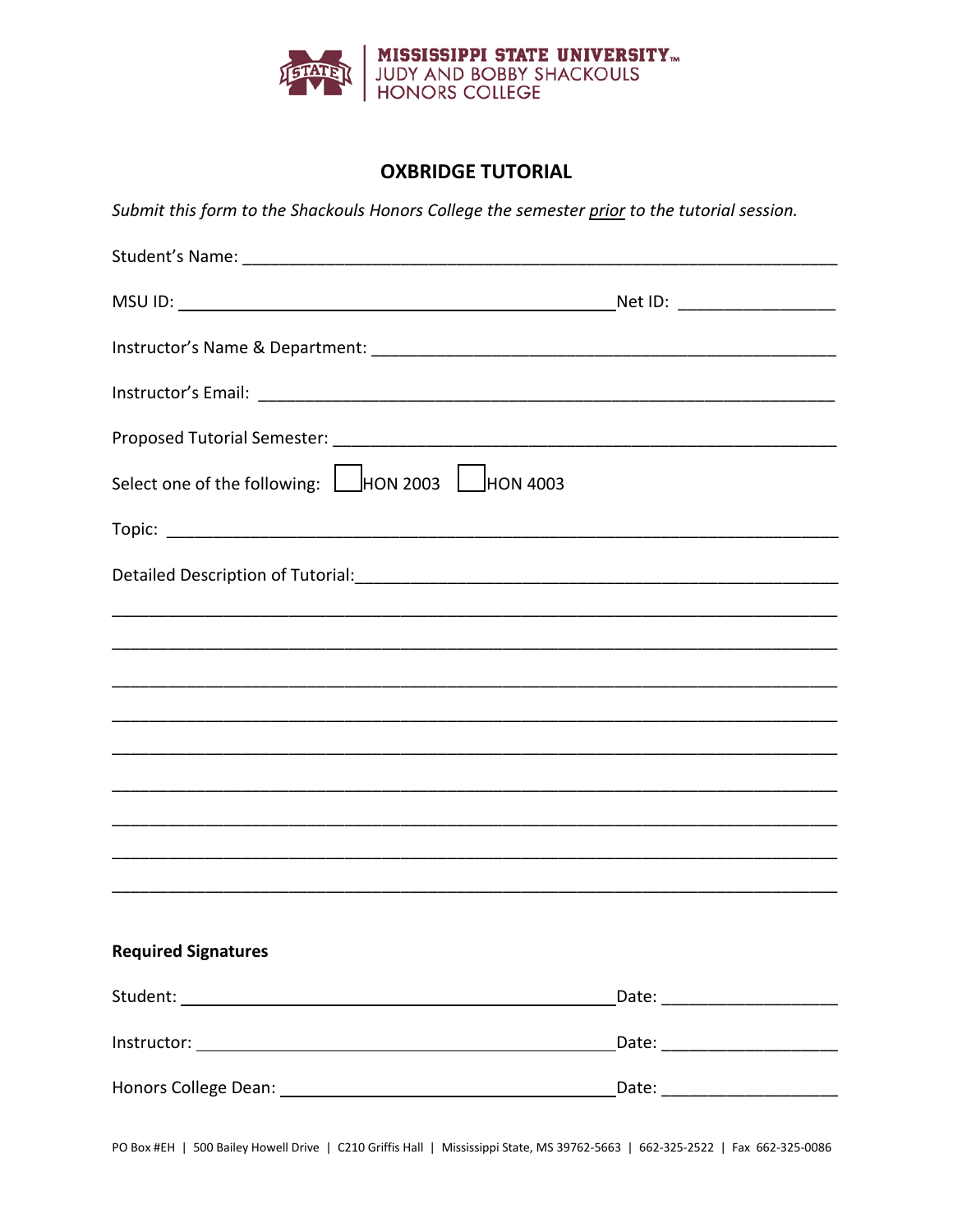MISSISSIPPI STATE UNIVERSITY
JUDY AND BOBBY SHACKOULS
HONORS COLLEGE

# OXBRIDGE TUTORIAL

*Submit this form to the Shackouls Honors College the semester prior to the tutorial session.*

Student's Name: ______________________________________________

MSU ID: ______________________________ Net ID: ________________

Instructor's Name & Department: _________________________________

Instructor's Email: _____________________________________________

Proposed Tutorial Semester: _____________________________________

Select one of the following: ☐ HON 2003 ☐ HON 4003

Topic: ________________________________________________________

Detailed Description of Tutorial: __________________________________

______________________________________________________________

______________________________________________________________

______________________________________________________________

______________________________________________________________

______________________________________________________________

______________________________________________________________

______________________________________________________________

______________________________________________________________

______________________________________________________________

**Required Signatures**

Student: ______________________________ Date: ________________

Instructor: ____________________________ Date: ________________

Honors College Dean: ___________________ Date: ________________

PO Box #EH | 500 Bailey Howell Drive | C210 Griffis Hall | Mississippi State, MS 39762-5663 | 662-325-2522 | Fax 662-325-0086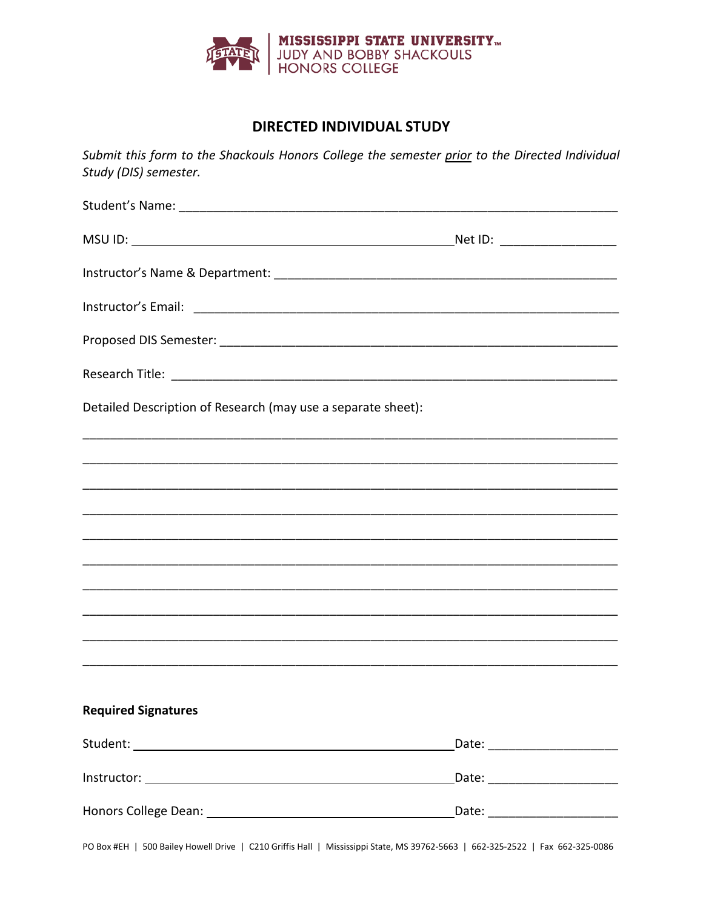MISSISSIPPI STATE UNIVERSITY™
JUDY AND BOBBY SHACKOULS
HONORS COLLEGE

# DIRECTED INDIVIDUAL STUDY

*Submit this form to the Shackouls Honors College the semester prior to the Directed Individual Study (DIS) semester.*

Student's Name: ______________________________________________________________

MSU ID: ____________________________________________ Net ID: ________________

Instructor's Name & Department: _______________________________________________

Instructor's Email: ______________________________________________________________

Proposed DIS Semester: ________________________________________________________

Research Title: _________________________________________________________________

Detailed Description of Research (may use a separate sheet):

___________________________________________________________________________

___________________________________________________________________________

___________________________________________________________________________

___________________________________________________________________________

___________________________________________________________________________

___________________________________________________________________________

___________________________________________________________________________

___________________________________________________________________________

___________________________________________________________________________

___________________________________________________________________________

**Required Signatures**

Student: ____________________________________________ Date: ___________________

Instructor: __________________________________________ Date: ___________________

Honors College Dean: _________________________________ Date: ___________________

PO Box #EH | 500 Bailey Howell Drive | C210 Griffis Hall | Mississippi State, MS 39762-5663 | 662-325-2522 | Fax 662-325-0086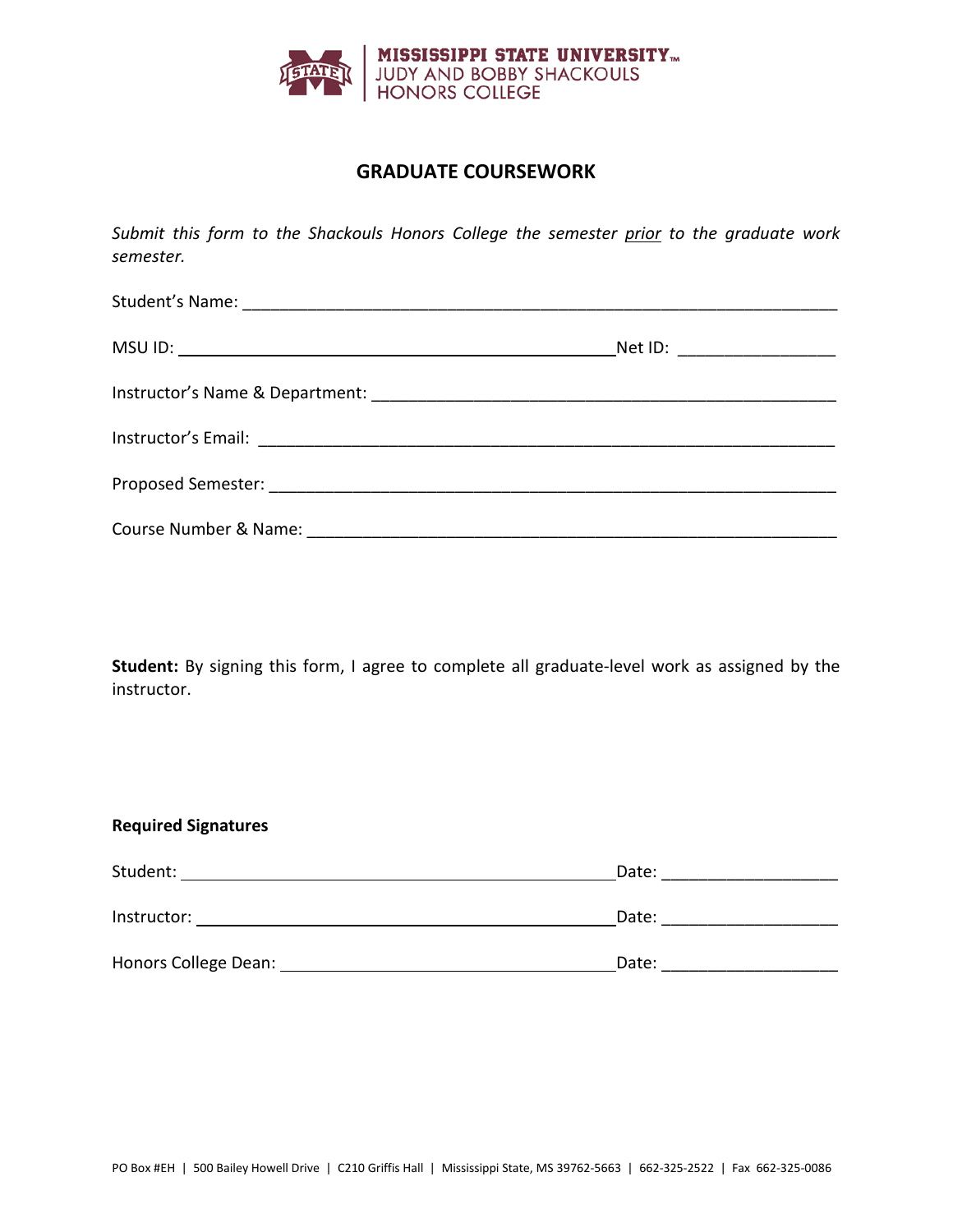MISSISSIPPI STATE UNIVERSITY™
JUDY AND BOBBY SHACKOULS
HONORS COLLEGE

# GRADUATE COURSEWORK

*Submit this form to the Shackouls Honors College the semester prior to the graduate work semester.*

Student's Name: ______________________________________________________________

MSU ID: ____________________________________________ Net ID: ________________

Instructor's Name & Department: _______________________________________________

Instructor's Email: ____________________________________________________________

Proposed Semester: ___________________________________________________________

Course Number & Name: ______________________________________________________

**Student:** By signing this form, I agree to complete all graduate-level work as assigned by the instructor.

**Required Signatures**

Student: ____________________________________________ Date: __________________

Instructor: __________________________________________ Date: __________________

Honors College Dean: _________________________________ Date: __________________

PO Box #EH | 500 Bailey Howell Drive | C210 Griffis Hall | Mississippi State, MS 39762-5663 | 662-325-2522 | Fax 662-325-0086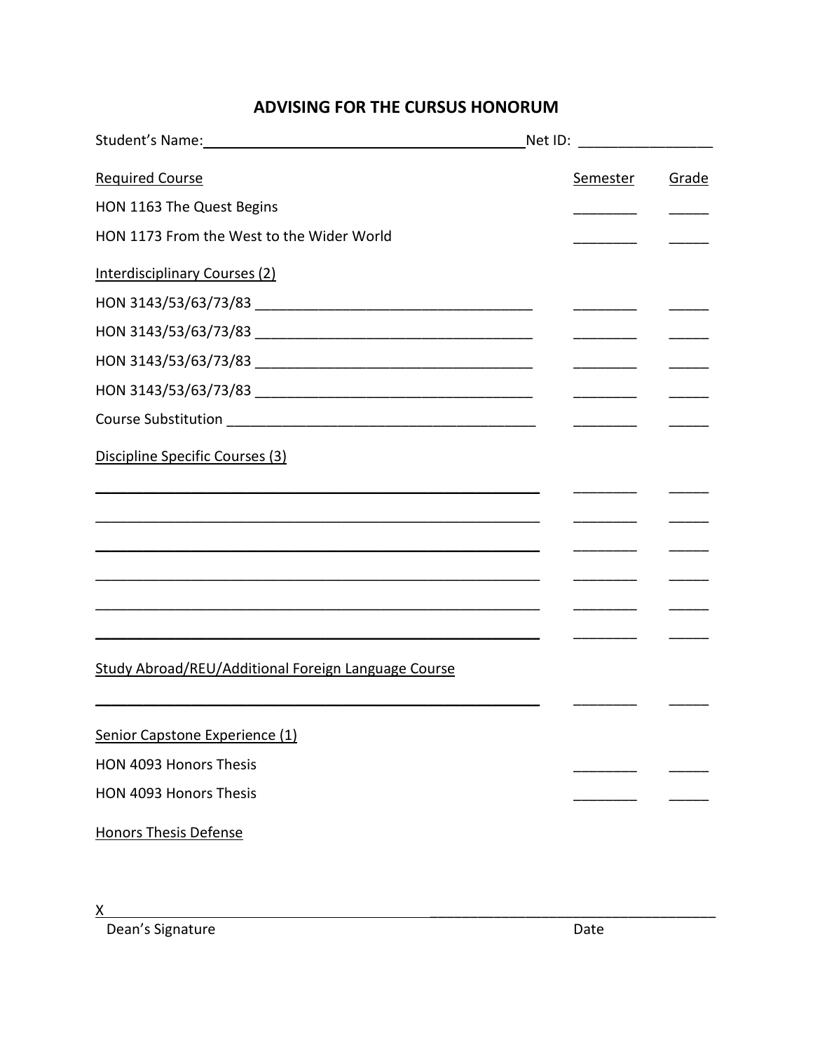# ADVISING FOR THE CURSUS HONORUM

Student's Name: ________________________________________ Net ID: ________________

| Required Course | Semester | Grade |
|---|---|---|
| HON 1163 The Quest Begins | ________ | _____ |
| HON 1173 From the West to the Wider World | ________ | _____ |
| **Interdisciplinary Courses (2)** | | |
| HON 3143/53/63/73/83 ___________________________________ | ________ | _____ |
| HON 3143/53/63/73/83 ___________________________________ | ________ | _____ |
| HON 3143/53/63/73/83 ___________________________________ | ________ | _____ |
| HON 3143/53/63/73/83 ___________________________________ | ________ | _____ |
| Course Substitution _______________________________________ | ________ | _____ |
| **Discipline Specific Courses (3)** | | |
| ________________________________________________________ | ________ | _____ |
| ________________________________________________________ | ________ | _____ |
| ________________________________________________________ | ________ | _____ |
| ________________________________________________________ | ________ | _____ |
| ________________________________________________________ | ________ | _____ |
| ________________________________________________________ | ________ | _____ |
| **Study Abroad/REU/Additional Foreign Language Course** | | |
| ________________________________________________________ | ________ | _____ |
| **Senior Capstone Experience (1)** | | |
| HON 4093 Honors Thesis | ________ | _____ |
| HON 4093 Honors Thesis | ________ | _____ |
| **Honors Thesis Defense** | | |

X_____________________________________________ ____________________________________

Dean's Signature Date